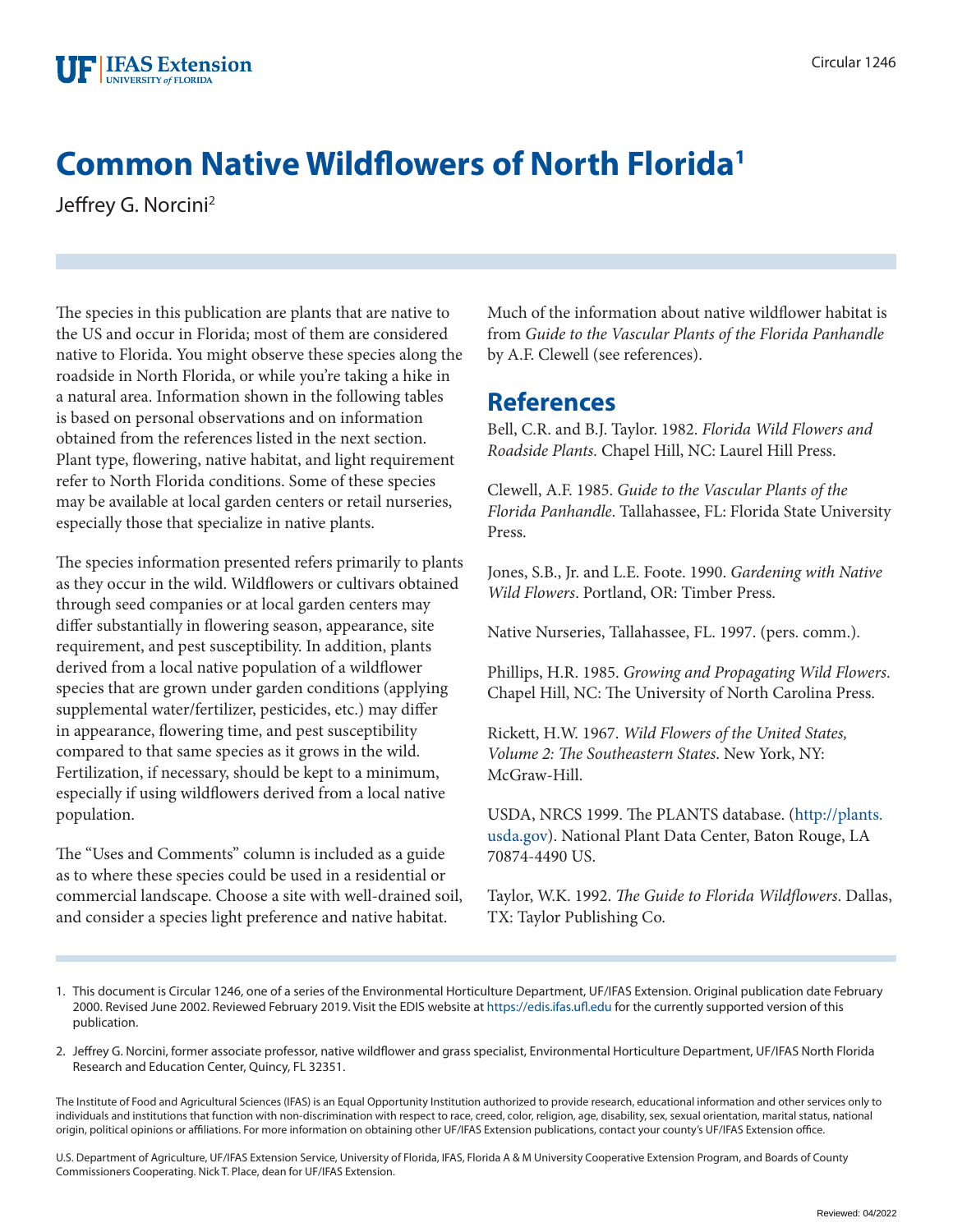# Common Native Wildflowers of North Florida[1]

Jeffrey G. Norcini[2]

The species in this publication are plants that are native to the US and occur in Florida; most of them are considered native to Florida. You might observe these species along the roadside in North Florida, or while you're taking a hike in a natural area. Information shown in the following tables is based on personal observations and on information obtained from the references listed in the next section. Plant type, flowering, native habitat, and light requirement refer to North Florida conditions. Some of these species may be available at local garden centers or retail nurseries, especially those that specialize in native plants.

The species information presented refers primarily to plants as they occur in the wild. Wildflowers or cultivars obtained through seed companies or at local garden centers may differ substantially in flowering season, appearance, site requirement, and pest susceptibility. In addition, plants derived from a local native population of a wildflower species that are grown under garden conditions (applying supplemental water/fertilizer, pesticides, etc.) may differ in appearance, flowering time, and pest susceptibility compared to that same species as it grows in the wild. Fertilization, if necessary, should be kept to a minimum, especially if using wildflowers derived from a local native population.

The "Uses and Comments" column is included as a guide as to where these species could be used in a residential or commercial landscape. Choose a site with well-drained soil, and consider a species light preference and native habitat.

Much of the information about native wildflower habitat is from *Guide to the Vascular Plants of the Florida Panhandle* by A.F. Clewell (see references).

## References

Bell, C.R. and B.J. Taylor. 1982. *Florida Wild Flowers and Roadside Plants.* Chapel Hill, NC: Laurel Hill Press.

Clewell, A.F. 1985. *Guide to the Vascular Plants of the Florida Panhandle*. Tallahassee, FL: Florida State University Press.

Jones, S.B., Jr. and L.E. Foote. 1990. *Gardening with Native Wild Flowers*. Portland, OR: Timber Press.

Native Nurseries, Tallahassee, FL. 1997. (pers. comm.).

Phillips, H.R. 1985. *Growing and Propagating Wild Flowers*. Chapel Hill, NC: The University of North Carolina Press.

Rickett, H.W. 1967. *Wild Flowers of the United States, Volume 2: The Southeastern States*. New York, NY: McGraw-Hill.

USDA, NRCS 1999. The PLANTS database. (http://plants.usda.gov). National Plant Data Center, Baton Rouge, LA 70874-4490 US.

Taylor, W.K. 1992. *The Guide to Florida Wildflowers*. Dallas, TX: Taylor Publishing Co.

---

1. This document is Circular 1246, one of a series of the Environmental Horticulture Department, UF/IFAS Extension. Original publication date February 2000. Revised June 2002. Reviewed February 2019. Visit the EDIS website at https://edis.ifas.ufl.edu for the currently supported version of this publication.

2. Jeffrey G. Norcini, former associate professor, native wildflower and grass specialist, Environmental Horticulture Department, UF/IFAS North Florida Research and Education Center, Quincy, FL 32351.

The Institute of Food and Agricultural Sciences (IFAS) is an Equal Opportunity Institution authorized to provide research, educational information and other services only to individuals and institutions that function with non-discrimination with respect to race, creed, color, religion, age, disability, sex, sexual orientation, marital status, national origin, political opinions or affiliations. For more information on obtaining other UF/IFAS Extension publications, contact your county's UF/IFAS Extension office.

U.S. Department of Agriculture, UF/IFAS Extension Service, University of Florida, IFAS, Florida A & M University Cooperative Extension Program, and Boards of County Commissioners Cooperating. Nick T. Place, dean for UF/IFAS Extension.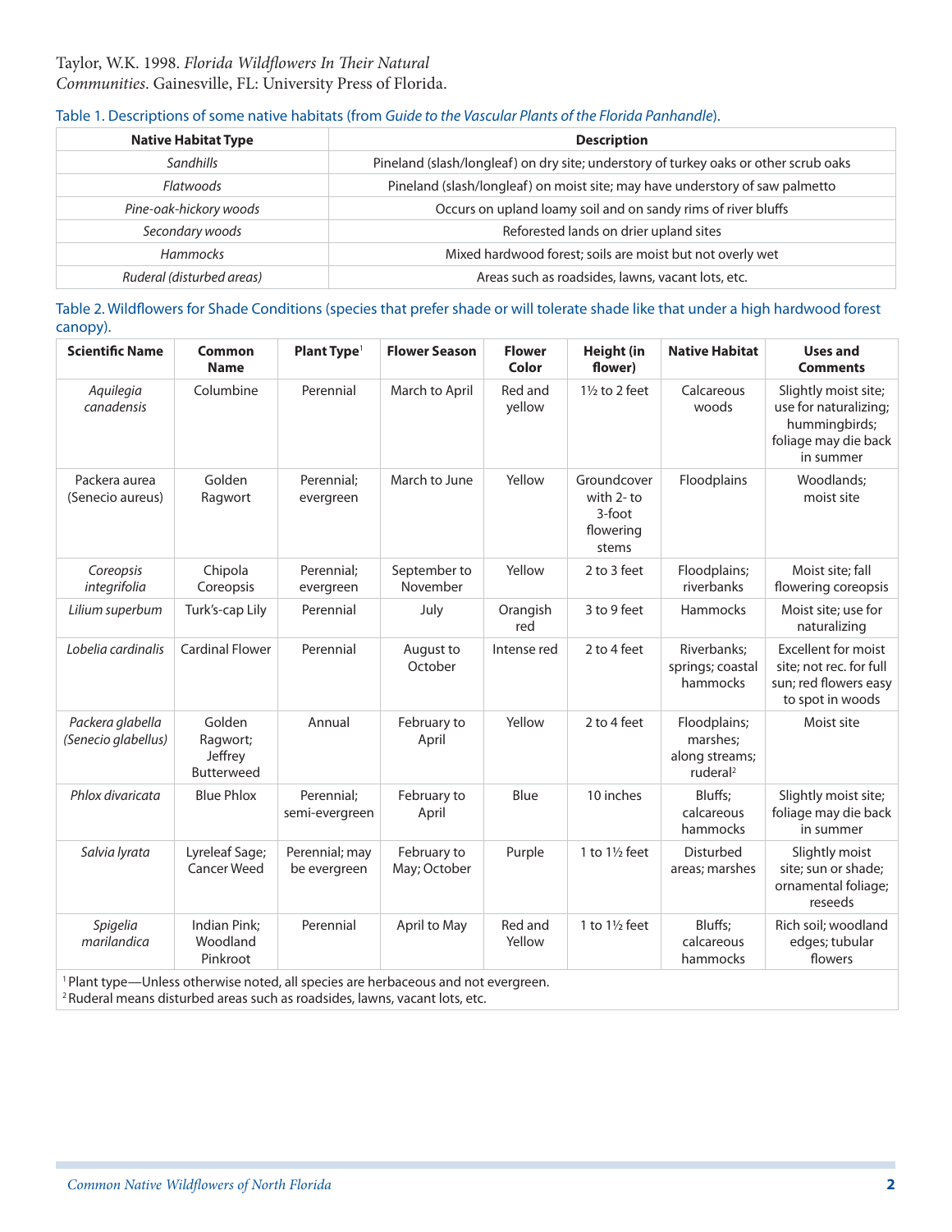Taylor, W.K. 1998. *Florida Wildflowers In Their Natural Communities*. Gainesville, FL: University Press of Florida.

Table 1. Descriptions of some native habitats (from *Guide to the Vascular Plants of the Florida Panhandle*).

| Native Habitat Type | Description |
|---|---|
| *Sandhills* | Pineland (slash/longleaf) on dry site; understory of turkey oaks or other scrub oaks |
| *Flatwoods* | Pineland (slash/longleaf) on moist site; may have understory of saw palmetto |
| *Pine-oak-hickory woods* | Occurs on upland loamy soil and on sandy rims of river bluffs |
| *Secondary woods* | Reforested lands on drier upland sites |
| *Hammocks* | Mixed hardwood forest; soils are moist but not overly wet |
| *Ruderal (disturbed areas)* | Areas such as roadsides, lawns, vacant lots, etc. |

Table 2. Wildflowers for Shade Conditions (species that prefer shade or will tolerate shade like that under a high hardwood forest canopy).

| Scientific Name | Common Name | Plant Type[1] | Flower Season | Flower Color | Height (in flower) | Native Habitat | Uses and Comments |
|---|---|---|---|---|---|---|---|
| *Aquilegia canadensis* | Columbine | Perennial | March to April | Red and yellow | 1½ to 2 feet | Calcareous woods | Slightly moist site; use for naturalizing; hummingbirds; foliage may die back in summer |
| Packera aurea (Senecio aureus) | Golden Ragwort | Perennial; evergreen | March to June | Yellow | Groundcover with 2- to 3-foot flowering stems | Floodplains | Woodlands; moist site |
| *Coreopsis integrifolia* | Chipola Coreopsis | Perennial; evergreen | September to November | Yellow | 2 to 3 feet | Floodplains; riverbanks | Moist site; fall flowering coreopsis |
| *Lilium superbum* | Turk's-cap Lily | Perennial | July | Orangish red | 3 to 9 feet | Hammocks | Moist site; use for naturalizing |
| *Lobelia cardinalis* | Cardinal Flower | Perennial | August to October | Intense red | 2 to 4 feet | Riverbanks; springs; coastal hammocks | Excellent for moist site; not rec. for full sun; red flowers easy to spot in woods |
| *Packera glabella (Senecio glabellus)* | Golden Ragwort; Jeffrey Butterweed | Annual | February to April | Yellow | 2 to 4 feet | Floodplains; marshes; along streams; ruderal[2] | Moist site |
| *Phlox divaricata* | Blue Phlox | Perennial; semi-evergreen | February to April | Blue | 10 inches | Bluffs; calcareous hammocks | Slightly moist site; foliage may die back in summer |
| *Salvia lyrata* | Lyreleaf Sage; Cancer Weed | Perennial; may be evergreen | February to May; October | Purple | 1 to 1½ feet | Disturbed areas; marshes | Slightly moist site; sun or shade; ornamental foliage; reseeds |
| *Spigelia marilandica* | Indian Pink; Woodland Pinkroot | Perennial | April to May | Red and Yellow | 1 to 1½ feet | Bluffs; calcareous hammocks | Rich soil; woodland edges; tubular flowers |

[1] Plant type—Unless otherwise noted, all species are herbaceous and not evergreen.
[2] Ruderal means disturbed areas such as roadsides, lawns, vacant lots, etc.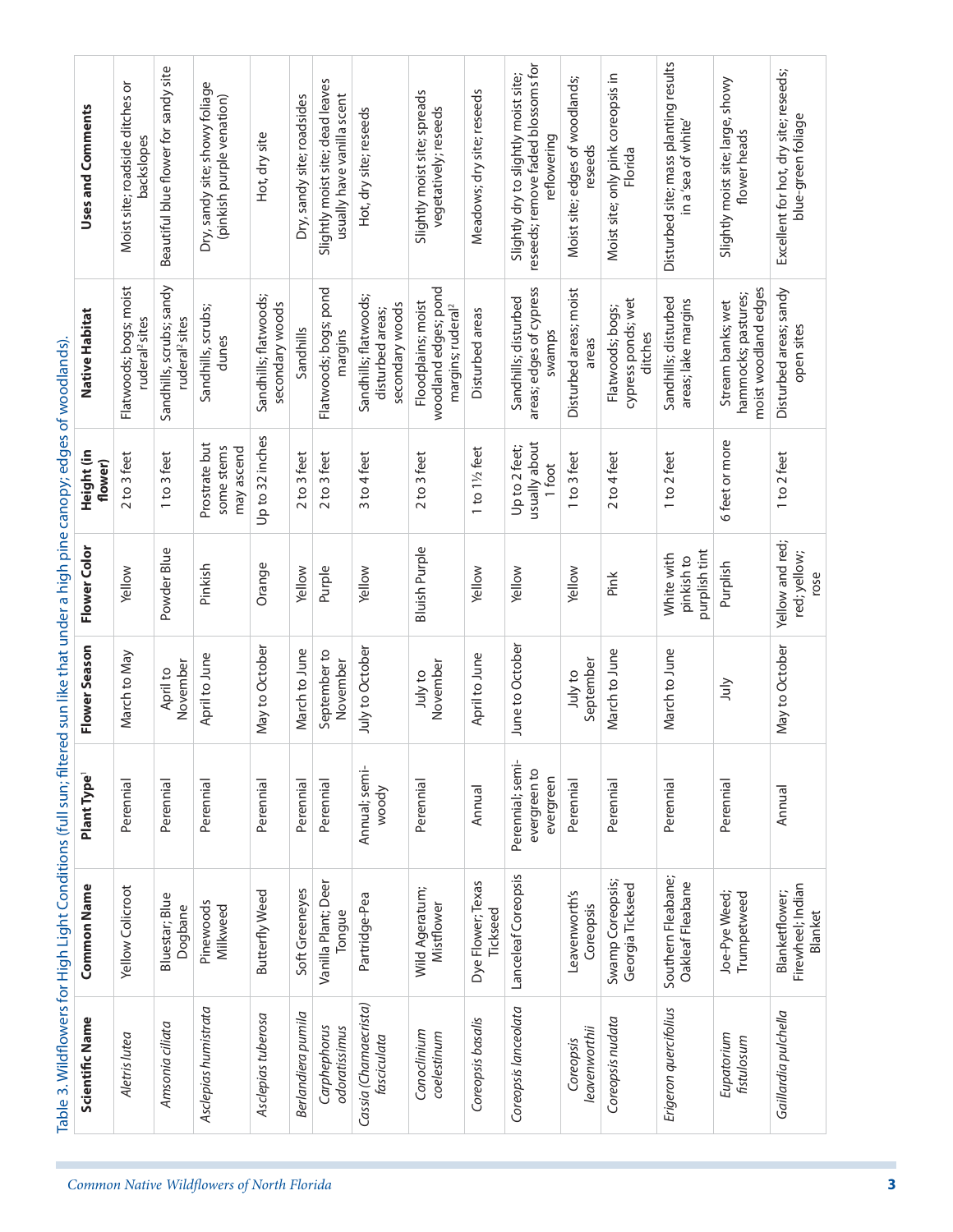Table 3. Wildflowers for High Light Conditions (full sun; filtered sun like that under a high pine canopy; edges of woodlands).

| Scientific Name | Common Name | Plant Type[1] | Flower Season | Flower Color | Height (in flower) | Native Habitat | Uses and Comments |
|---|---|---|---|---|---|---|---|
| *Aletris lutea* | Yellow Colicroot | Perennial | March to May | Yellow | 2 to 3 feet | Flatwoods; bogs; moist ruderal[2] sites | Moist site; roadside ditches or backslopes |
| *Amsonia ciliata* | Bluestar; Blue Dogbane | Perennial | April to November | Powder Blue | 1 to 3 feet | Sandhills, scrubs; sandy ruderal[2] sites | Beautiful blue flower for sandy site |
| *Asclepias humistrata* | Pinewoods Milkweed | Perennial | April to June | Pinkish | Prostrate but some stems may ascend | Sandhills, scrubs; dunes | Dry, sandy site; showy foliage (pinkish purple venation) |
| *Asclepias tuberosa* | Butterfly Weed | Perennial | May to October | Orange | Up to 32 inches | Sandhills; flatwoods; secondary woods | Hot, dry site |
| *Berlandiera pumila* | Soft Greeneyes | Perennial | March to June | Yellow | 2 to 3 feet | Sandhills | Dry, sandy site; roadsides |
| *Carphephorus odoratissimus* | Vanilla Plant; Deer Tongue | Perennial | September to November | Purple | 2 to 3 feet | Flatwoods; bogs; pond margins | Slightly moist site; dead leaves usually have vanilla scent |
| *Cassia (Chamaecrista) fasciculata* | Partridge-Pea | Annual; semi-woody | July to October | Yellow | 3 to 4 feet | Sandhills; flatwoods; disturbed areas; secondary woods | Hot, dry site; reseeds |
| *Conoclinium coelestinum* | Wild Ageratum; Mistflower | Perennial | July to November | Bluish Purple | 2 to 3 feet | Floodplains; moist woodland edges; pond margins; ruderal[2] | Slightly moist site; spreads vegetatively; reseeds |
| *Coreopsis basalis* | Dye Flower; Texas Tickseed | Annual | April to June | Yellow | 1 to 1½ feet | Disturbed areas | Meadows; dry site; reseeds |
| *Coreopsis lanceolata* | Lanceleaf Coreopsis | Perennial; semi-evergreen to evergreen | June to October | Yellow | Up to 2 feet; usually about 1 foot | Sandhills; disturbed areas; edges of cypress swamps | Slightly dry to slightly moist site; reseeds; remove faded blossoms for reflowering |
| *Coreopsis leavenworthii* | Leavenworth's Coreopsis | Perennial | July to September | Yellow | 1 to 3 feet | Disturbed areas; moist areas | Moist site; edges of woodlands; reseeds |
| *Coreopsis nudata* | Swamp Coreopsis; Georgia Tickseed | Perennial | March to June | Pink | 2 to 4 feet | Flatwoods; bogs; cypress ponds; wet ditches | Moist site; only pink coreopsis in Florida |
| *Erigeron quercifolius* | Southern Fleabane; Oakleaf Fleabane | Perennial | March to June | White with pinkish to purplish tint | 1 to 2 feet | Sandhills; disturbed areas; lake margins | Disturbed site; mass planting results in a 'sea of white' |
| *Eupatorium fistulosum* | Joe-Pye Weed; Trumpetweed | Perennial | July | Purplish | 6 feet or more | Stream banks; wet hammocks; pastures; moist woodland edges | Slightly moist site; large, showy flower heads |
| *Gaillardia pulchella* | Blanketflower; Firewheel; Indian Blanket | Annual | May to October | Yellow and red; red; yellow; rose | 1 to 2 feet | Disturbed areas; sandy open sites | Excellent for hot, dry site; reseeds; blue-green foliage |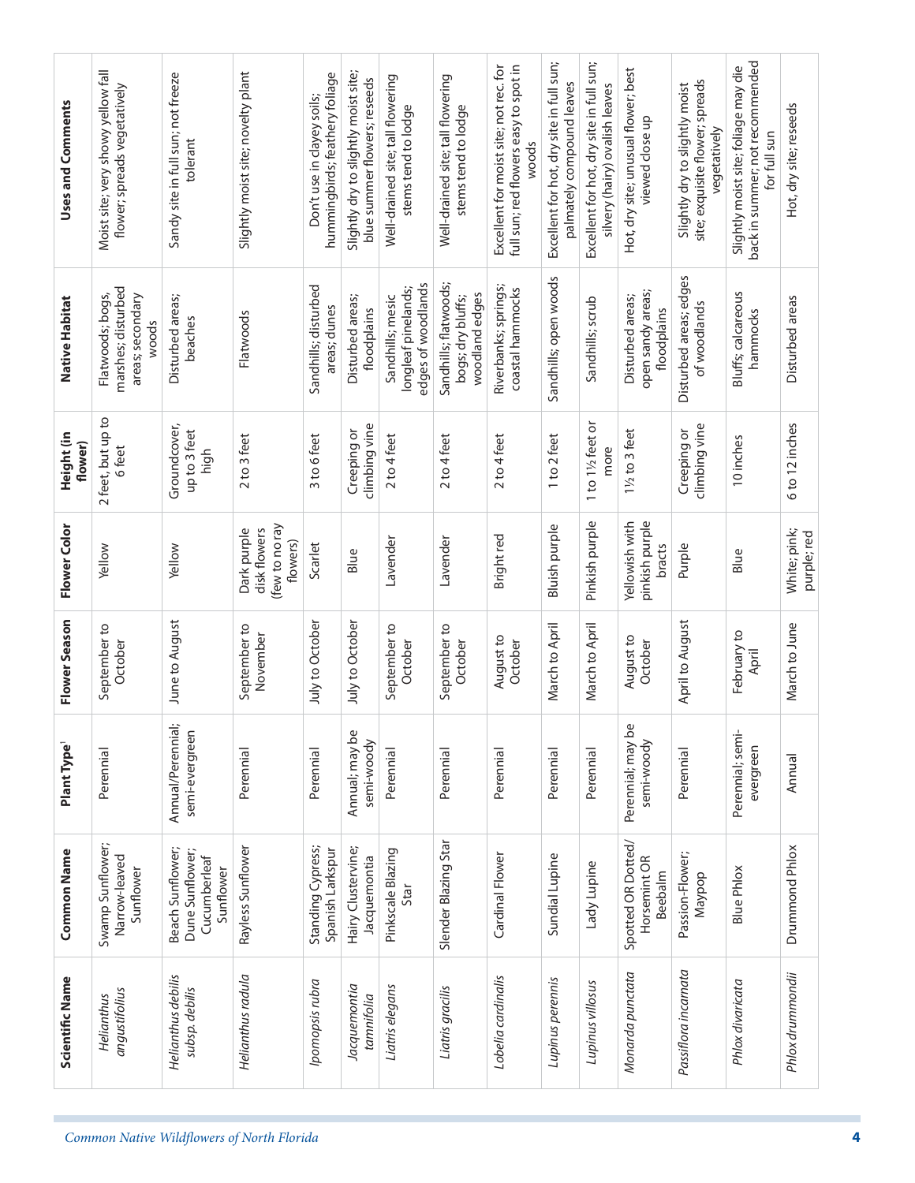| Scientific Name | Common Name | Plant Type[1] | Flower Season | Flower Color | Height (in flower) | Native Habitat | Uses and Comments |
|---|---|---|---|---|---|---|---|
| *Helianthus angustifolius* | Swamp Sunflower; Narrow-leaved Sunflower | Perennial | September to October | Yellow | 2 feet, but up to 6 feet | Flatwoods; bogs, marshes; disturbed areas; secondary woods | Moist site; very showy yellow fall flower; spreads vegetatively |
| *Helianthus debilis subsp. debilis* | Beach Sunflower; Dune Sunflower; Cucumberleaf Sunflower | Annual/Perennial; semi-evergreen | June to August | Yellow | Groundcover, up to 3 feet high | Disturbed areas; beaches | Sandy site in full sun; not freeze tolerant |
| *Helianthus radula* | Rayless Sunflower | Perennial | September to November | Dark purple disk flowers (few to no ray flowers) | 2 to 3 feet | Flatwoods | Slightly moist site; novelty plant |
| *Ipomopsis rubra* | Standing Cypress; Spanish Larkspur | Perennial | July to October | Scarlet | 3 to 6 feet | Sandhills; disturbed areas; dunes | Don't use in clayey soils; hummingbirds; feathery foliage |
| *Jacquemontia tamnifolia* | Hairy Clustervine; Jacquemontia | Annual; may be semi-woody | July to October | Blue | Creeping or climbing vine | Disturbed areas; floodplains | Slightly dry to slightly moist site; blue summer flowers; reseeds |
| *Liatris elegans* | Pinkscale Blazing Star | Perennial | September to October | Lavender | 2 to 4 feet | Sandhills; mesic longleaf pinelands; edges of woodlands | Well-drained site; tall flowering stems tend to lodge |
| *Liatris gracilis* | Slender Blazing Star | Perennial | September to October | Lavender | 2 to 4 feet | Sandhills; flatwoods; bogs; dry bluffs; woodland edges | Well-drained site; tall flowering stems tend to lodge |
| *Lobelia cardinalis* | Cardinal Flower | Perennial | August to October | Bright red | 2 to 4 feet | Riverbanks; springs; coastal hammocks | Excellent for moist site; not rec. for full sun; red flowers easy to spot in woods |
| *Lupinus perennis* | Sundial Lupine | Perennial | March to April | Bluish purple | 1 to 2 feet | Sandhills; open woods | Excellent for hot, dry site in full sun; palmately compound leaves |
| *Lupinus villosus* | Lady Lupine | Perennial | March to April | Pinkish purple | 1 to 1½ feet or more | Sandhills; scrub | Excellent for hot, dry site in full sun; silvery (hairy) ovalish leaves |
| *Monarda punctata* | Spotted OR Dotted/ Horsemint OR Beebalm | Perennial; may be semi-woody | August to October | Yellowish with pinkish purple bracts | 1½ to 3 feet | Disturbed areas; open sandy areas; floodplains | Hot, dry site; unusual flower; best viewed close up |
| *Passiflora incarnata* | Passion-Flower; Maypop | Perennial | April to August | Purple | Creeping or climbing vine | Disturbed areas; edges of woodlands | Slightly dry to slightly moist site; exquisite flower; spreads vegetatively |
| *Phlox divaricata* | Blue Phlox | Perennial; semi-evergreen | February to April | Blue | 10 inches | Bluffs; calcareous hammocks | Slightly moist site; foliage may die back in summer; not recommended for full sun |
| *Phlox drummondii* | Drummond Phlox | Annual | March to June | White; pink; purple; red | 6 to 12 inches | Disturbed areas | Hot, dry site; reseeds |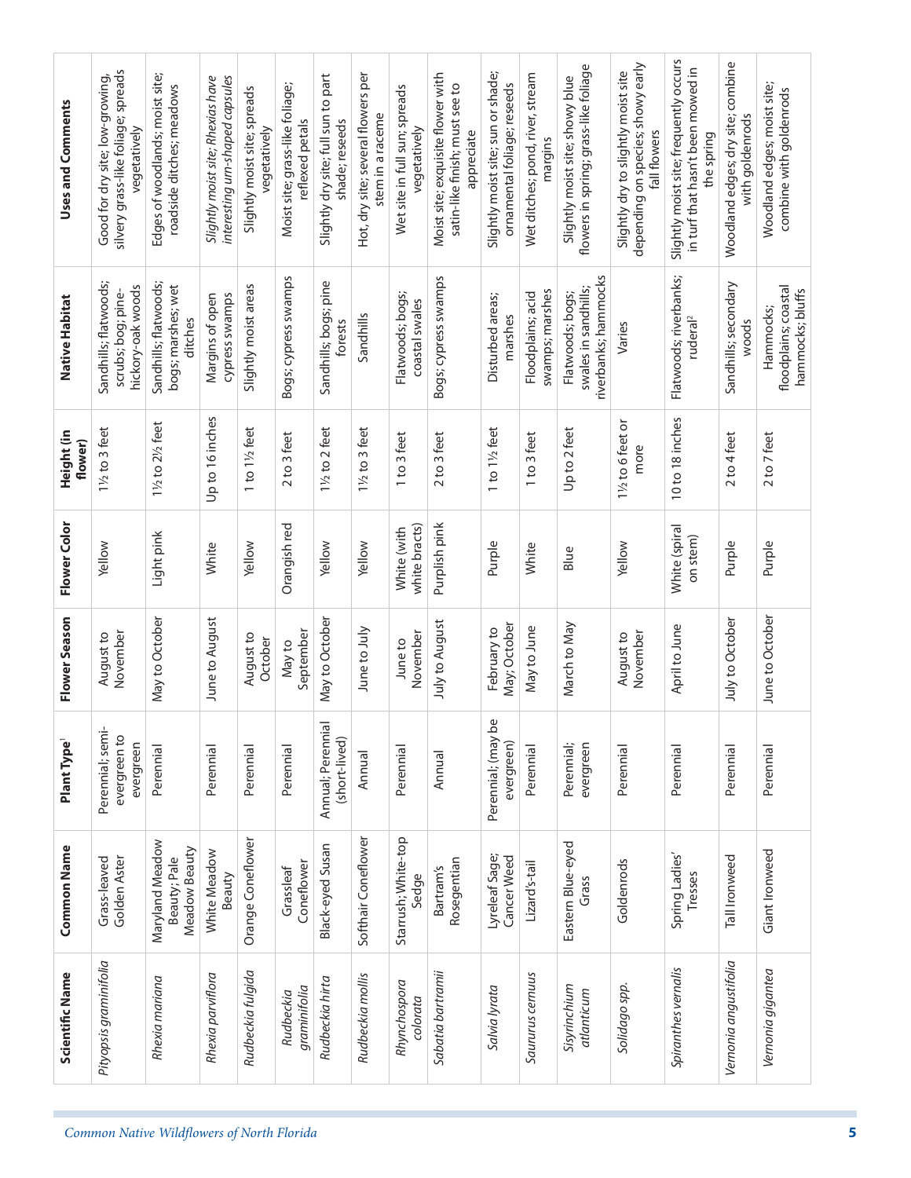| Scientific Name | Common Name | Plant Type[1] | Flower Season | Flower Color | Height (in flower) | Native Habitat | Uses and Comments |
|---|---|---|---|---|---|---|---|
| *Pityopsis graminifolia* | Grass-leaved Golden Aster | Perennial; semi-evergreen to evergreen | August to November | Yellow | 1½ to 3 feet | Sandhills; flatwoods; scrubs; bog; pine-hickory-oak woods | Good for dry site; low-growing, silvery grass-like foliage; spreads vegetatively |
| *Rhexia mariana* | Maryland Meadow Beauty; Pale Meadow Beauty | Perennial | May to October | Light pink | 1½ to 2½ feet | Sandhills; flatwoods; bogs; marshes; wet ditches | Edges of woodlands; moist site; roadside ditches; meadows |
| *Rhexia parviflora* | White Meadow Beauty | Perennial | June to August | White | Up to 16 inches | Margins of open cypress swamps | *Slightly moist site; Rhexias have interesting urn-shaped capsules* |
| *Rudbeckia fulgida* | Orange Coneflower | Perennial | August to October | Yellow | 1 to 1½ feet | Slightly moist areas | Slightly moist site; spreads vegetatively |
| *Rudbeckia graminifolia* | Grassleaf Coneflower | Perennial | May to September | Orangish red | 2 to 3 feet | Bogs; cypress swamps | Moist site; grass-like foliage; reflexed petals |
| *Rudbeckia hirta* | Black-eyed Susan | Annual; Perennial (short-lived) | May to October | Yellow | 1½ to 2 feet | Sandhills; bogs; pine forests | Slightly dry site; full sun to part shade; reseeds |
| *Rudbeckia mollis* | Softhair Coneflower | Annual | June to July | Yellow | 1½ to 3 feet | Sandhills | Hot, dry site; several flowers per stem in a raceme |
| *Rhynchospora colorata* | Starrush; White-top Sedge | Perennial | June to November | White (with white bracts) | 1 to 3 feet | Flatwoods; bogs; coastal swales | Wet site in full sun; spreads vegetatively |
| *Sabatia bartramii* | Bartram's Rosegentian | Annual | July to August | Purplish pink | 2 to 3 feet | Bogs; cypress swamps | Moist site; exquisite flower with satin-like finish; must see to appreciate |
| *Salvia lyrata* | Lyreleaf Sage; Cancer Weed | Perennial; (may be evergreen) | February to May; October | Purple | 1 to 1½ feet | Disturbed areas; marshes | Slightly moist site; sun or shade; ornamental foliage; reseeds |
| *Saururus cernuus* | Lizard's-tail | Perennial | May to June | White | 1 to 3 feet | Floodplains; acid swamps; marshes | Wet ditches; pond, river, stream margins |
| *Sisyrinchium atlanticum* | Eastern Blue-eyed Grass | Perennial; evergreen | March to May | Blue | Up to 2 feet | Flatwoods; bogs; swales in sandhills; riverbanks; hammocks | Slightly moist site; showy blue flowers in spring; grass-like foliage |
| *Solidago spp.* | Goldenrods | Perennial | August to November | Yellow | 1½ to 6 feet or more | Varies | Slightly dry to slightly moist site depending on species; showy early fall flowers |
| *Spiranthes vernalis* | Spring Ladies' Tresses | Perennial | April to June | White (spiral on stem) | 10 to 18 inches | Flatwoods; riverbanks; ruderal[2] | Slightly moist site; frequently occurs in turf that hasn't been mowed in the spring |
| *Vernonia angustifolia* | Tall Ironweed | Perennial | July to October | Purple | 2 to 4 feet | Sandhills; secondary woods | Woodland edges; dry site; combine with goldenrods |
| *Vernonia gigantea* | Giant Ironweed | Perennial | June to October | Purple | 2 to 7 feet | Hammocks; floodplains; coastal hammocks; bluffs | Woodland edges; moist site; combine with goldenrods |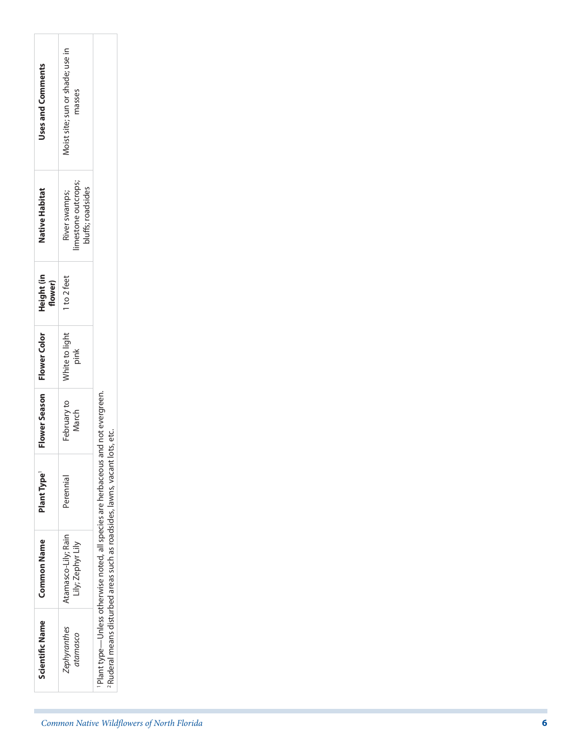| Scientific Name | Common Name | Plant Type[1] | Flower Season | Flower Color | Height (in flower) | Native Habitat | Uses and Comments |
|---|---|---|---|---|---|---|---|
| *Zephyranthes atamasco* | Atamasco-Lily; Rain Lily; Zephyr Lily | Perennial | February to March | White to light pink | 1 to 2 feet | River swamps; limestone outcrops; bluffs; roadsides | Moist site; sun or shade; use in masses |

[1] Plant type—Unless otherwise noted, all species are herbaceous and not evergreen.
[2] Ruderal means disturbed areas such as roadsides, lawns, vacant lots, etc.